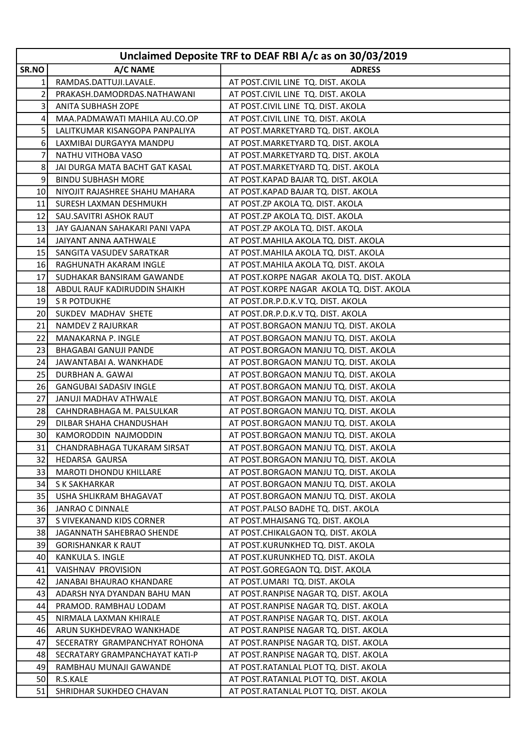# Unclaimed Deposite TRF to DEAF RBI A/c as on 30/03/2019

| SR.NO | A/C NAME | ADRESS |
|---|---|---|
| 1 | RAMDAS.DATTUJI.LAVALE. | AT POST.CIVIL LINE TQ. DIST. AKOLA |
| 2 | PRAKASH.DAMODRDAS.NATHAWANI | AT POST.CIVIL LINE TQ. DIST. AKOLA |
| 3 | ANITA SUBHASH ZOPE | AT POST.CIVIL LINE TQ. DIST. AKOLA |
| 4 | MAA.PADMAWATI MAHILA AU.CO.OP | AT POST.CIVIL LINE TQ. DIST. AKOLA |
| 5 | LALITKUMAR KISANGOPA PANPALIYA | AT POST.MARKETYARD TQ. DIST. AKOLA |
| 6 | LAXMIBAI DURGAYYA MANDPU | AT POST.MARKETYARD TQ. DIST. AKOLA |
| 7 | NATHU VITHOBA VASO | AT POST.MARKETYARD TQ. DIST. AKOLA |
| 8 | JAI DURGA MATA BACHT GAT KASAL | AT POST.MARKETYARD TQ. DIST. AKOLA |
| 9 | BINDU SUBHASH MORE | AT POST.KAPAD BAJAR TQ. DIST. AKOLA |
| 10 | NIYOJIT RAJASHREE SHAHU MAHARA | AT POST.KAPAD BAJAR TQ. DIST. AKOLA |
| 11 | SURESH LAXMAN DESHMUKH | AT POST.ZP AKOLA TQ. DIST. AKOLA |
| 12 | SAU.SAVITRI ASHOK RAUT | AT POST.ZP AKOLA TQ. DIST. AKOLA |
| 13 | JAY GAJANAN SAHAKARI PANI VAPA | AT POST.ZP AKOLA TQ. DIST. AKOLA |
| 14 | JAIYANT ANNA AATHWALE | AT POST.MAHILA AKOLA TQ. DIST. AKOLA |
| 15 | SANGITA VASUDEV SARATKAR | AT POST.MAHILA AKOLA TQ. DIST. AKOLA |
| 16 | RAGHUNATH AKARAM INGLE | AT POST.MAHILA AKOLA TQ. DIST. AKOLA |
| 17 | SUDHAKAR BANSIRAM GAWANDE | AT POST.KORPE NAGAR AKOLA TQ. DIST. AKOLA |
| 18 | ABDUL RAUF KADIRUDDIN SHAIKH | AT POST.KORPE NAGAR AKOLA TQ. DIST. AKOLA |
| 19 | S R POTDUKHE | AT POST.DR.P.D.K.V TQ. DIST. AKOLA |
| 20 | SUKDEV MADHAV SHETE | AT POST.DR.P.D.K.V TQ. DIST. AKOLA |
| 21 | NAMDEV Z RAJURKAR | AT POST.BORGAON MANJU TQ. DIST. AKOLA |
| 22 | MANAKARNA P. INGLE | AT POST.BORGAON MANJU TQ. DIST. AKOLA |
| 23 | BHAGABAI GANUJI PANDE | AT POST.BORGAON MANJU TQ. DIST. AKOLA |
| 24 | JAWANTABAI A. WANKHADE | AT POST.BORGAON MANJU TQ. DIST. AKOLA |
| 25 | DURBHAN A. GAWAI | AT POST.BORGAON MANJU TQ. DIST. AKOLA |
| 26 | GANGUBAI SADASIV INGLE | AT POST.BORGAON MANJU TQ. DIST. AKOLA |
| 27 | JANUJI MADHAV ATHWALE | AT POST.BORGAON MANJU TQ. DIST. AKOLA |
| 28 | CAHNDRABHAGA M. PALSULKAR | AT POST.BORGAON MANJU TQ. DIST. AKOLA |
| 29 | DILBAR SHAHA CHANDUSHAH | AT POST.BORGAON MANJU TQ. DIST. AKOLA |
| 30 | KAMORODDIN NAJMODDIN | AT POST.BORGAON MANJU TQ. DIST. AKOLA |
| 31 | CHANDRABHAGA TUKARAM SIRSAT | AT POST.BORGAON MANJU TQ. DIST. AKOLA |
| 32 | HEDARSA GAURSA | AT POST.BORGAON MANJU TQ. DIST. AKOLA |
| 33 | MAROTI DHONDU KHILLARE | AT POST.BORGAON MANJU TQ. DIST. AKOLA |
| 34 | S K SAKHARKAR | AT POST.BORGAON MANJU TQ. DIST. AKOLA |
| 35 | USHA SHLIKRAM BHAGAVAT | AT POST.BORGAON MANJU TQ. DIST. AKOLA |
| 36 | JANRAO C DINNALE | AT POST.PALSO BADHE TQ. DIST. AKOLA |
| 37 | S VIVEKANAND KIDS CORNER | AT POST.MHAISANG TQ. DIST. AKOLA |
| 38 | JAGANNATH SAHEBRAO SHENDE | AT POST.CHIKALGAON TQ. DIST. AKOLA |
| 39 | GORISHANKAR K RAUT | AT POST.KURUNKHED TQ. DIST. AKOLA |
| 40 | KANKULA S. INGLE | AT POST.KURUNKHED TQ. DIST. AKOLA |
| 41 | VAISHNAV PROVISION | AT POST.GOREGAON TQ. DIST. AKOLA |
| 42 | JANABAI BHAURAO KHANDARE | AT POST.UMARI TQ. DIST. AKOLA |
| 43 | ADARSH NYA DYANDAN BAHU MAN | AT POST.RANPISE NAGAR TQ. DIST. AKOLA |
| 44 | PRAMOD. RAMBHAU LODAM | AT POST.RANPISE NAGAR TQ. DIST. AKOLA |
| 45 | NIRMALA LAXMAN KHIRALE | AT POST.RANPISE NAGAR TQ. DIST. AKOLA |
| 46 | ARUN SUKHDEVRAO WANKHADE | AT POST.RANPISE NAGAR TQ. DIST. AKOLA |
| 47 | SECERATRY GRAMPANCHYAT ROHONA | AT POST.RANPISE NAGAR TQ. DIST. AKOLA |
| 48 | SECRATARY GRAMPANCHAYAT KATI-P | AT POST.RANPISE NAGAR TQ. DIST. AKOLA |
| 49 | RAMBHAU MUNAJI GAWANDE | AT POST.RATANLAL PLOT TQ. DIST. AKOLA |
| 50 | R.S.KALE | AT POST.RATANLAL PLOT TQ. DIST. AKOLA |
| 51 | SHRIDHAR SUKHDEO CHAVAN | AT POST.RATANLAL PLOT TQ. DIST. AKOLA |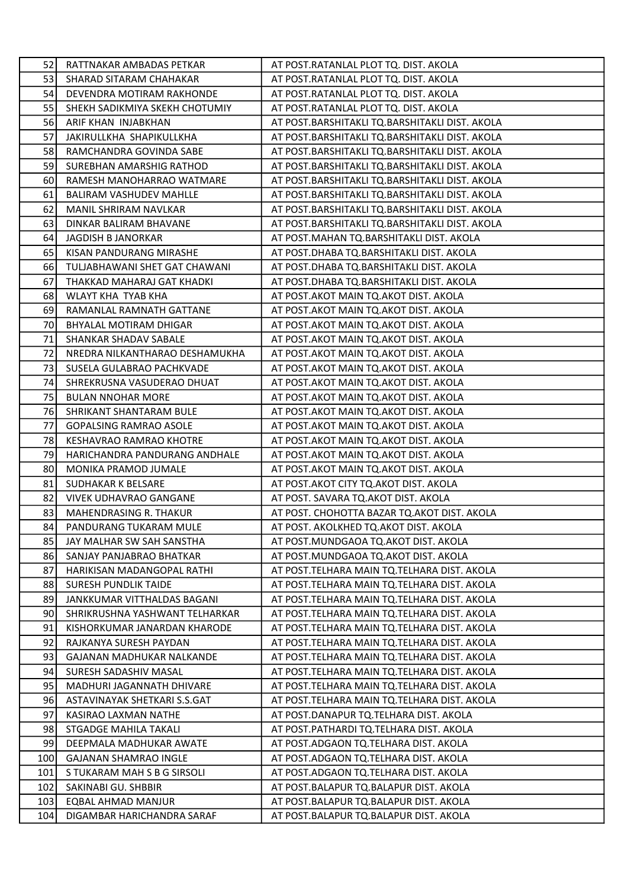| | | |
|---|---|---|
| 52 | RATTNAKAR AMBADAS PETKAR | AT POST.RATANLAL PLOT TQ. DIST. AKOLA |
| 53 | SHARAD SITARAM CHAHAKAR | AT POST.RATANLAL PLOT TQ. DIST. AKOLA |
| 54 | DEVENDRA MOTIRAM RAKHONDE | AT POST.RATANLAL PLOT TQ. DIST. AKOLA |
| 55 | SHEKH SADIKMIYA SKEKH CHOTUMIY | AT POST.RATANLAL PLOT TQ. DIST. AKOLA |
| 56 | ARIF KHAN INJABKHAN | AT POST.BARSHITAKLI TQ.BARSHITAKLI DIST. AKOLA |
| 57 | JAKIRULLKHA SHAPIKULLKHA | AT POST.BARSHITAKLI TQ.BARSHITAKLI DIST. AKOLA |
| 58 | RAMCHANDRA GOVINDA SABE | AT POST.BARSHITAKLI TQ.BARSHITAKLI DIST. AKOLA |
| 59 | SUREBHAN AMARSHIG RATHOD | AT POST.BARSHITAKLI TQ.BARSHITAKLI DIST. AKOLA |
| 60 | RAMESH MANOHARRAO WATMARE | AT POST.BARSHITAKLI TQ.BARSHITAKLI DIST. AKOLA |
| 61 | BALIRAM VASHUDEV MAHLLE | AT POST.BARSHITAKLI TQ.BARSHITAKLI DIST. AKOLA |
| 62 | MANIL SHRIRAM NAVLKAR | AT POST.BARSHITAKLI TQ.BARSHITAKLI DIST. AKOLA |
| 63 | DINKAR BALIRAM BHAVANE | AT POST.BARSHITAKLI TQ.BARSHITAKLI DIST. AKOLA |
| 64 | JAGDISH B JANORKAR | AT POST.MAHAN TQ.BARSHITAKLI DIST. AKOLA |
| 65 | KISAN PANDURANG MIRASHE | AT POST.DHABA TQ.BARSHITAKLI DIST. AKOLA |
| 66 | TULJABHAWANI SHET GAT CHAWANI | AT POST.DHABA TQ.BARSHITAKLI DIST. AKOLA |
| 67 | THAKKAD MAHARAJ GAT KHADKI | AT POST.DHABA TQ.BARSHITAKLI DIST. AKOLA |
| 68 | WLAYT KHA TYAB KHA | AT POST.AKOT MAIN TQ.AKOT DIST. AKOLA |
| 69 | RAMANLAL RAMNATH GATTANE | AT POST.AKOT MAIN TQ.AKOT DIST. AKOLA |
| 70 | BHYALAL MOTIRAM DHIGAR | AT POST.AKOT MAIN TQ.AKOT DIST. AKOLA |
| 71 | SHANKAR SHADAV SABALE | AT POST.AKOT MAIN TQ.AKOT DIST. AKOLA |
| 72 | NREDRA NILKANTHARAO DESHAMUKHA | AT POST.AKOT MAIN TQ.AKOT DIST. AKOLA |
| 73 | SUSELA GULABRAO PACHKVADE | AT POST.AKOT MAIN TQ.AKOT DIST. AKOLA |
| 74 | SHREKRUSNA VASUDERAO DHUAT | AT POST.AKOT MAIN TQ.AKOT DIST. AKOLA |
| 75 | BULAN NNOHAR MORE | AT POST.AKOT MAIN TQ.AKOT DIST. AKOLA |
| 76 | SHRIKANT SHANTARAM BULE | AT POST.AKOT MAIN TQ.AKOT DIST. AKOLA |
| 77 | GOPALSING RAMRAO ASOLE | AT POST.AKOT MAIN TQ.AKOT DIST. AKOLA |
| 78 | KESHAVRAO RAMRAO KHOTRE | AT POST.AKOT MAIN TQ.AKOT DIST. AKOLA |
| 79 | HARICHANDRA PANDURANG ANDHALE | AT POST.AKOT MAIN TQ.AKOT DIST. AKOLA |
| 80 | MONIKA PRAMOD JUMALE | AT POST.AKOT MAIN TQ.AKOT DIST. AKOLA |
| 81 | SUDHAKAR K BELSARE | AT POST.AKOT CITY TQ.AKOT DIST. AKOLA |
| 82 | VIVEK UDHAVRAO GANGANE | AT POST. SAVARA TQ.AKOT DIST. AKOLA |
| 83 | MAHENDRASING R. THAKUR | AT POST. CHOHOTTA BAZAR TQ.AKOT DIST. AKOLA |
| 84 | PANDURANG TUKARAM MULE | AT POST. AKOLKHED TQ.AKOT DIST. AKOLA |
| 85 | JAY MALHAR SW SAH SANSTHA | AT POST.MUNDGAOA TQ.AKOT DIST. AKOLA |
| 86 | SANJAY PANJABRAO BHATKAR | AT POST.MUNDGAOA TQ.AKOT DIST. AKOLA |
| 87 | HARIKISAN MADANGOPAL RATHI | AT POST.TELHARA MAIN TQ.TELHARA DIST. AKOLA |
| 88 | SURESH PUNDLIK TAIDE | AT POST.TELHARA MAIN TQ.TELHARA DIST. AKOLA |
| 89 | JANKKUMAR VITTHALDAS BAGANI | AT POST.TELHARA MAIN TQ.TELHARA DIST. AKOLA |
| 90 | SHRIKRUSHNA YASHWANT TELHARKAR | AT POST.TELHARA MAIN TQ.TELHARA DIST. AKOLA |
| 91 | KISHORKUMAR JANARDAN KHARODE | AT POST.TELHARA MAIN TQ.TELHARA DIST. AKOLA |
| 92 | RAJKANYA SURESH PAYDAN | AT POST.TELHARA MAIN TQ.TELHARA DIST. AKOLA |
| 93 | GAJANAN MADHUKAR NALKANDE | AT POST.TELHARA MAIN TQ.TELHARA DIST. AKOLA |
| 94 | SURESH SADASHIV MASAL | AT POST.TELHARA MAIN TQ.TELHARA DIST. AKOLA |
| 95 | MADHURI JAGANNATH DHIVARE | AT POST.TELHARA MAIN TQ.TELHARA DIST. AKOLA |
| 96 | ASTAVINAYAK SHETKARI S.S.GAT | AT POST.TELHARA MAIN TQ.TELHARA DIST. AKOLA |
| 97 | KASIRAO LAXMAN NATHE | AT POST.DANAPUR TQ.TELHARA DIST. AKOLA |
| 98 | STGADGE MAHILA TAKALI | AT POST.PATHARDI TQ.TELHARA DIST. AKOLA |
| 99 | DEEPMALA MADHUKAR AWATE | AT POST.ADGAON TQ.TELHARA DIST. AKOLA |
| 100 | GAJANAN SHAMRAO INGLE | AT POST.ADGAON TQ.TELHARA DIST. AKOLA |
| 101 | S TUKARAM MAH S B G SIRSOLI | AT POST.ADGAON TQ.TELHARA DIST. AKOLA |
| 102 | SAKINABI GU. SHBBIR | AT POST.BALAPUR TQ.BALAPUR DIST. AKOLA |
| 103 | EQBAL AHMAD MANJUR | AT POST.BALAPUR TQ.BALAPUR DIST. AKOLA |
| 104 | DIGAMBAR HARICHANDRA SARAF | AT POST.BALAPUR TQ.BALAPUR DIST. AKOLA |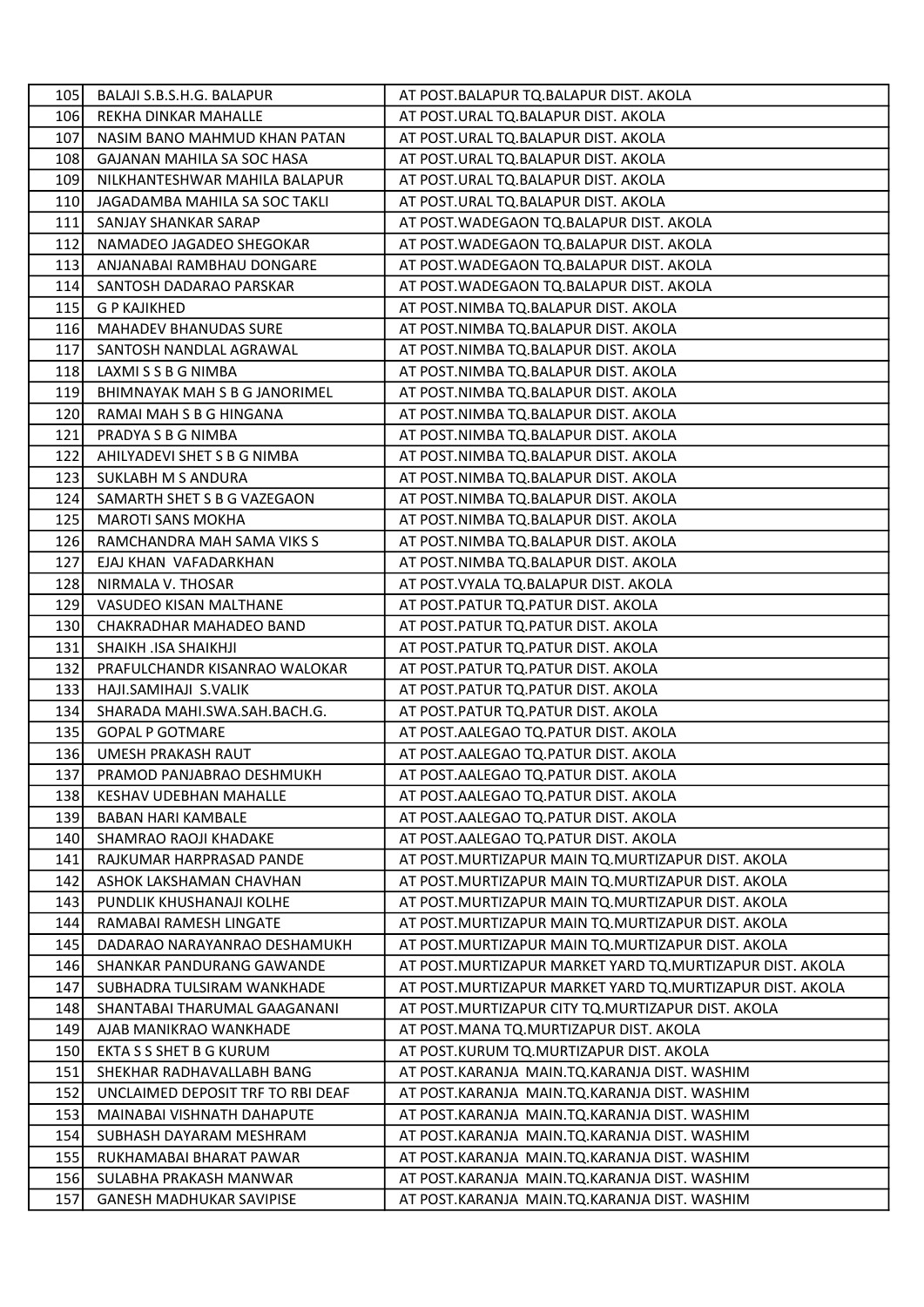| | | |
|---|---|---|
| 105 | BALAJI S.B.S.H.G. BALAPUR | AT POST.BALAPUR TQ.BALAPUR DIST. AKOLA |
| 106 | REKHA DINKAR MAHALLE | AT POST.URAL TQ.BALAPUR DIST. AKOLA |
| 107 | NASIM BANO MAHMUD KHAN PATAN | AT POST.URAL TQ.BALAPUR DIST. AKOLA |
| 108 | GAJANAN MAHILA SA SOC HASA | AT POST.URAL TQ.BALAPUR DIST. AKOLA |
| 109 | NILKHANTESHWAR MAHILA BALAPUR | AT POST.URAL TQ.BALAPUR DIST. AKOLA |
| 110 | JAGADAMBA MAHILA SA SOC TAKLI | AT POST.URAL TQ.BALAPUR DIST. AKOLA |
| 111 | SANJAY SHANKAR SARAP | AT POST.WADEGAON TQ.BALAPUR DIST. AKOLA |
| 112 | NAMADEO JAGADEO SHEGOKAR | AT POST.WADEGAON TQ.BALAPUR DIST. AKOLA |
| 113 | ANJANABAI RAMBHAU DONGARE | AT POST.WADEGAON TQ.BALAPUR DIST. AKOLA |
| 114 | SANTOSH DADARAO PARSKAR | AT POST.WADEGAON TQ.BALAPUR DIST. AKOLA |
| 115 | G P KAJIKHED | AT POST.NIMBA TQ.BALAPUR DIST. AKOLA |
| 116 | MAHADEV BHANUDAS SURE | AT POST.NIMBA TQ.BALAPUR DIST. AKOLA |
| 117 | SANTOSH NANDLAL AGRAWAL | AT POST.NIMBA TQ.BALAPUR DIST. AKOLA |
| 118 | LAXMI S S B G NIMBA | AT POST.NIMBA TQ.BALAPUR DIST. AKOLA |
| 119 | BHIMNAYAK MAH S B G JANORIMEL | AT POST.NIMBA TQ.BALAPUR DIST. AKOLA |
| 120 | RAMAI MAH S B G HINGANA | AT POST.NIMBA TQ.BALAPUR DIST. AKOLA |
| 121 | PRADYA S B G NIMBA | AT POST.NIMBA TQ.BALAPUR DIST. AKOLA |
| 122 | AHILYADEVI SHET S B G NIMBA | AT POST.NIMBA TQ.BALAPUR DIST. AKOLA |
| 123 | SUKLABH M S ANDURA | AT POST.NIMBA TQ.BALAPUR DIST. AKOLA |
| 124 | SAMARTH SHET S B G VAZEGAON | AT POST.NIMBA TQ.BALAPUR DIST. AKOLA |
| 125 | MAROTI SANS MOKHA | AT POST.NIMBA TQ.BALAPUR DIST. AKOLA |
| 126 | RAMCHANDRA MAH SAMA VIKS S | AT POST.NIMBA TQ.BALAPUR DIST. AKOLA |
| 127 | EJAJ KHAN VAFADARKHAN | AT POST.NIMBA TQ.BALAPUR DIST. AKOLA |
| 128 | NIRMALA V. THOSAR | AT POST.VYALA TQ.BALAPUR DIST. AKOLA |
| 129 | VASUDEO KISAN MALTHANE | AT POST.PATUR TQ.PATUR DIST. AKOLA |
| 130 | CHAKRADHAR MAHADEO BAND | AT POST.PATUR TQ.PATUR DIST. AKOLA |
| 131 | SHAIKH .ISA SHAIKHJI | AT POST.PATUR TQ.PATUR DIST. AKOLA |
| 132 | PRAFULCHANDR KISANRAO WALOKAR | AT POST.PATUR TQ.PATUR DIST. AKOLA |
| 133 | HAJI.SAMIHAJI S.VALIK | AT POST.PATUR TQ.PATUR DIST. AKOLA |
| 134 | SHARADA MAHI.SWA.SAH.BACH.G. | AT POST.PATUR TQ.PATUR DIST. AKOLA |
| 135 | GOPAL P GOTMARE | AT POST.AALEGAO TQ.PATUR DIST. AKOLA |
| 136 | UMESH PRAKASH RAUT | AT POST.AALEGAO TQ.PATUR DIST. AKOLA |
| 137 | PRAMOD PANJABRAO DESHMUKH | AT POST.AALEGAO TQ.PATUR DIST. AKOLA |
| 138 | KESHAV UDEBHAN MAHALLE | AT POST.AALEGAO TQ.PATUR DIST. AKOLA |
| 139 | BABAN HARI KAMBALE | AT POST.AALEGAO TQ.PATUR DIST. AKOLA |
| 140 | SHAMRAO RAOJI KHADAKE | AT POST.AALEGAO TQ.PATUR DIST. AKOLA |
| 141 | RAJKUMAR HARPRASAD PANDE | AT POST.MURTIZAPUR MAIN TQ.MURTIZAPUR DIST. AKOLA |
| 142 | ASHOK LAKSHAMAN CHAVHAN | AT POST.MURTIZAPUR MAIN TQ.MURTIZAPUR DIST. AKOLA |
| 143 | PUNDLIK KHUSHANAJI KOLHE | AT POST.MURTIZAPUR MAIN TQ.MURTIZAPUR DIST. AKOLA |
| 144 | RAMABAI RAMESH LINGATE | AT POST.MURTIZAPUR MAIN TQ.MURTIZAPUR DIST. AKOLA |
| 145 | DADARAO NARAYANRAO DESHAMUKH | AT POST.MURTIZAPUR MAIN TQ.MURTIZAPUR DIST. AKOLA |
| 146 | SHANKAR PANDURANG GAWANDE | AT POST.MURTIZAPUR MARKET YARD TQ.MURTIZAPUR DIST. AKOLA |
| 147 | SUBHADRA TULSIRAM WANKHADE | AT POST.MURTIZAPUR MARKET YARD TQ.MURTIZAPUR DIST. AKOLA |
| 148 | SHANTABAI THARUMAL GAAGANANI | AT POST.MURTIZAPUR CITY TQ.MURTIZAPUR DIST. AKOLA |
| 149 | AJAB MANIKRAO WANKHADE | AT POST.MANA TQ.MURTIZAPUR DIST. AKOLA |
| 150 | EKTA S S SHET B G KURUM | AT POST.KURUM TQ.MURTIZAPUR DIST. AKOLA |
| 151 | SHEKHAR RADHAVALLABH BANG | AT POST.KARANJA MAIN.TQ.KARANJA DIST. WASHIM |
| 152 | UNCLAIMED DEPOSIT TRF TO RBI DEAF | AT POST.KARANJA MAIN.TQ.KARANJA DIST. WASHIM |
| 153 | MAINABAI VISHNATH DAHAPUTE | AT POST.KARANJA MAIN.TQ.KARANJA DIST. WASHIM |
| 154 | SUBHASH DAYARAM MESHRAM | AT POST.KARANJA MAIN.TQ.KARANJA DIST. WASHIM |
| 155 | RUKHAMABAI BHARAT PAWAR | AT POST.KARANJA MAIN.TQ.KARANJA DIST. WASHIM |
| 156 | SULABHA PRAKASH MANWAR | AT POST.KARANJA MAIN.TQ.KARANJA DIST. WASHIM |
| 157 | GANESH MADHUKAR SAVIPISE | AT POST.KARANJA MAIN.TQ.KARANJA DIST. WASHIM |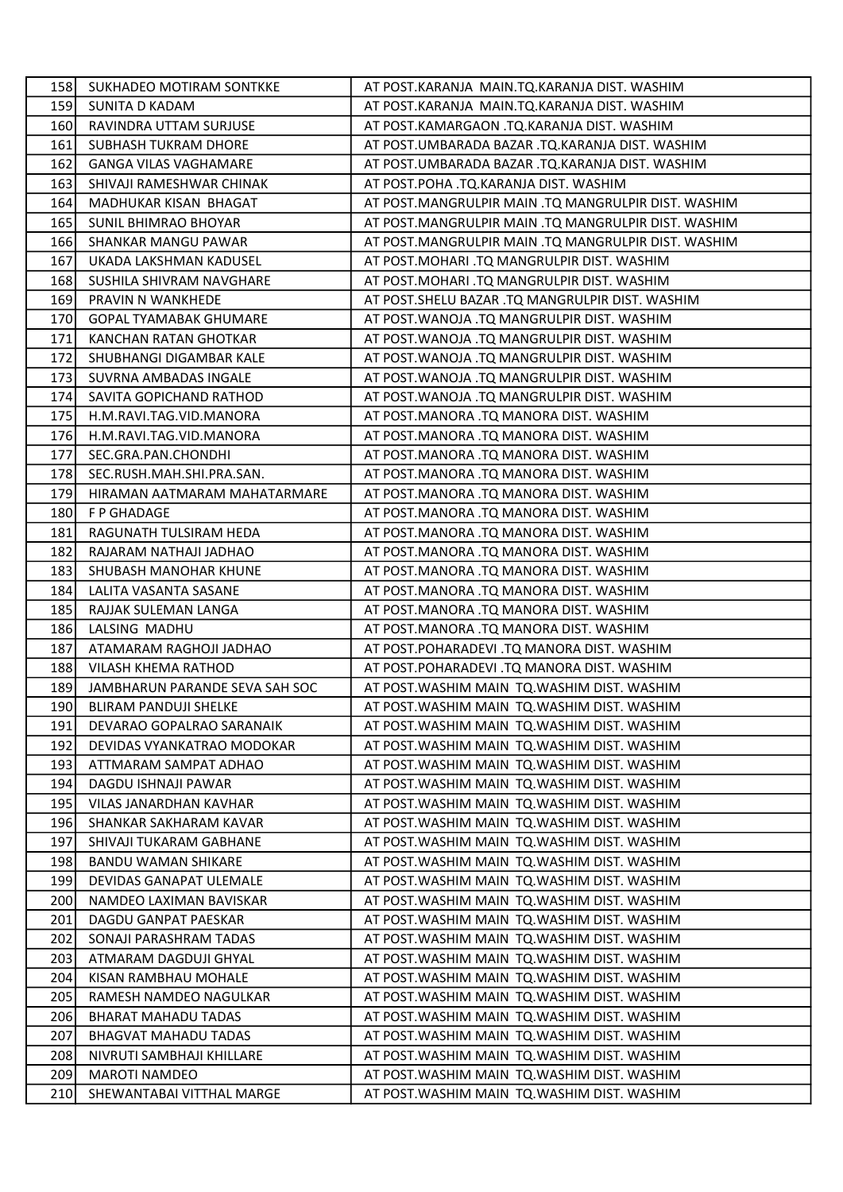| | | |
|---|---|---|
| 158 | SUKHADEO MOTIRAM SONTKKE | AT POST.KARANJA MAIN.TQ.KARANJA DIST. WASHIM |
| 159 | SUNITA D KADAM | AT POST.KARANJA MAIN.TQ.KARANJA DIST. WASHIM |
| 160 | RAVINDRA UTTAM SURJUSE | AT POST.KAMARGAON .TQ.KARANJA DIST. WASHIM |
| 161 | SUBHASH TUKRAM DHORE | AT POST.UMBARADA BAZAR .TQ.KARANJA DIST. WASHIM |
| 162 | GANGA VILAS VAGHAMARE | AT POST.UMBARADA BAZAR .TQ.KARANJA DIST. WASHIM |
| 163 | SHIVAJI RAMESHWAR CHINAK | AT POST.POHA .TQ.KARANJA DIST. WASHIM |
| 164 | MADHUKAR KISAN BHAGAT | AT POST.MANGRULPIR MAIN .TQ MANGRULPIR DIST. WASHIM |
| 165 | SUNIL BHIMRAO BHOYAR | AT POST.MANGRULPIR MAIN .TQ MANGRULPIR DIST. WASHIM |
| 166 | SHANKAR MANGU PAWAR | AT POST.MANGRULPIR MAIN .TQ MANGRULPIR DIST. WASHIM |
| 167 | UKADA LAKSHMAN KADUSEL | AT POST.MOHARI .TQ MANGRULPIR DIST. WASHIM |
| 168 | SUSHILA SHIVRAM NAVGHARE | AT POST.MOHARI .TQ MANGRULPIR DIST. WASHIM |
| 169 | PRAVIN N WANKHEDE | AT POST.SHELU BAZAR .TQ MANGRULPIR DIST. WASHIM |
| 170 | GOPAL TYAMABAK GHUMARE | AT POST.WANOJA .TQ MANGRULPIR DIST. WASHIM |
| 171 | KANCHAN RATAN GHOTKAR | AT POST.WANOJA .TQ MANGRULPIR DIST. WASHIM |
| 172 | SHUBHANGI DIGAMBAR KALE | AT POST.WANOJA .TQ MANGRULPIR DIST. WASHIM |
| 173 | SUVRNA AMBADAS INGALE | AT POST.WANOJA .TQ MANGRULPIR DIST. WASHIM |
| 174 | SAVITA GOPICHAND RATHOD | AT POST.WANOJA .TQ MANGRULPIR DIST. WASHIM |
| 175 | H.M.RAVI.TAG.VID.MANORA | AT POST.MANORA .TQ MANORA DIST. WASHIM |
| 176 | H.M.RAVI.TAG.VID.MANORA | AT POST.MANORA .TQ MANORA DIST. WASHIM |
| 177 | SEC.GRA.PAN.CHONDHI | AT POST.MANORA .TQ MANORA DIST. WASHIM |
| 178 | SEC.RUSH.MAH.SHI.PRA.SAN. | AT POST.MANORA .TQ MANORA DIST. WASHIM |
| 179 | HIRAMAN AATMARAM MAHATARMARE | AT POST.MANORA .TQ MANORA DIST. WASHIM |
| 180 | F P GHADAGE | AT POST.MANORA .TQ MANORA DIST. WASHIM |
| 181 | RAGUNATH TULSIRAM HEDA | AT POST.MANORA .TQ MANORA DIST. WASHIM |
| 182 | RAJARAM NATHAJI JADHAO | AT POST.MANORA .TQ MANORA DIST. WASHIM |
| 183 | SHUBASH MANOHAR KHUNE | AT POST.MANORA .TQ MANORA DIST. WASHIM |
| 184 | LALITA VASANTA SASANE | AT POST.MANORA .TQ MANORA DIST. WASHIM |
| 185 | RAJJAK SULEMAN LANGA | AT POST.MANORA .TQ MANORA DIST. WASHIM |
| 186 | LALSING MADHU | AT POST.MANORA .TQ MANORA DIST. WASHIM |
| 187 | ATAMARAM RAGHOJI JADHAO | AT POST.POHARADEVI .TQ MANORA DIST. WASHIM |
| 188 | VILASH KHEMA RATHOD | AT POST.POHARADEVI .TQ MANORA DIST. WASHIM |
| 189 | JAMBHARUN PARANDE SEVA SAH SOC | AT POST.WASHIM MAIN TQ.WASHIM DIST. WASHIM |
| 190 | BLIRAM PANDUJI SHELKE | AT POST.WASHIM MAIN TQ.WASHIM DIST. WASHIM |
| 191 | DEVARAO GOPALRAO SARANAIK | AT POST.WASHIM MAIN TQ.WASHIM DIST. WASHIM |
| 192 | DEVIDAS VYANKATRAO MODOKAR | AT POST.WASHIM MAIN TQ.WASHIM DIST. WASHIM |
| 193 | ATTMARAM SAMPAT ADHAO | AT POST.WASHIM MAIN TQ.WASHIM DIST. WASHIM |
| 194 | DAGDU ISHNAJI PAWAR | AT POST.WASHIM MAIN TQ.WASHIM DIST. WASHIM |
| 195 | VILAS JANARDHAN KAVHAR | AT POST.WASHIM MAIN TQ.WASHIM DIST. WASHIM |
| 196 | SHANKAR SAKHARAM KAVAR | AT POST.WASHIM MAIN TQ.WASHIM DIST. WASHIM |
| 197 | SHIVAJI TUKARAM GABHANE | AT POST.WASHIM MAIN TQ.WASHIM DIST. WASHIM |
| 198 | BANDU WAMAN SHIKARE | AT POST.WASHIM MAIN TQ.WASHIM DIST. WASHIM |
| 199 | DEVIDAS GANAPAT ULEMALE | AT POST.WASHIM MAIN TQ.WASHIM DIST. WASHIM |
| 200 | NAMDEO LAXIMAN BAVISKAR | AT POST.WASHIM MAIN TQ.WASHIM DIST. WASHIM |
| 201 | DAGDU GANPAT PAESKAR | AT POST.WASHIM MAIN TQ.WASHIM DIST. WASHIM |
| 202 | SONAJI PARASHRAM TADAS | AT POST.WASHIM MAIN TQ.WASHIM DIST. WASHIM |
| 203 | ATMARAM DAGDUJI GHYAL | AT POST.WASHIM MAIN TQ.WASHIM DIST. WASHIM |
| 204 | KISAN RAMBHAU MOHALE | AT POST.WASHIM MAIN TQ.WASHIM DIST. WASHIM |
| 205 | RAMESH NAMDEO NAGULKAR | AT POST.WASHIM MAIN TQ.WASHIM DIST. WASHIM |
| 206 | BHARAT MAHADU TADAS | AT POST.WASHIM MAIN TQ.WASHIM DIST. WASHIM |
| 207 | BHAGVAT MAHADU TADAS | AT POST.WASHIM MAIN TQ.WASHIM DIST. WASHIM |
| 208 | NIVRUTI SAMBHAJI KHILLARE | AT POST.WASHIM MAIN TQ.WASHIM DIST. WASHIM |
| 209 | MAROTI NAMDEO | AT POST.WASHIM MAIN TQ.WASHIM DIST. WASHIM |
| 210 | SHEWANTABAI VITTHAL MARGE | AT POST.WASHIM MAIN TQ.WASHIM DIST. WASHIM |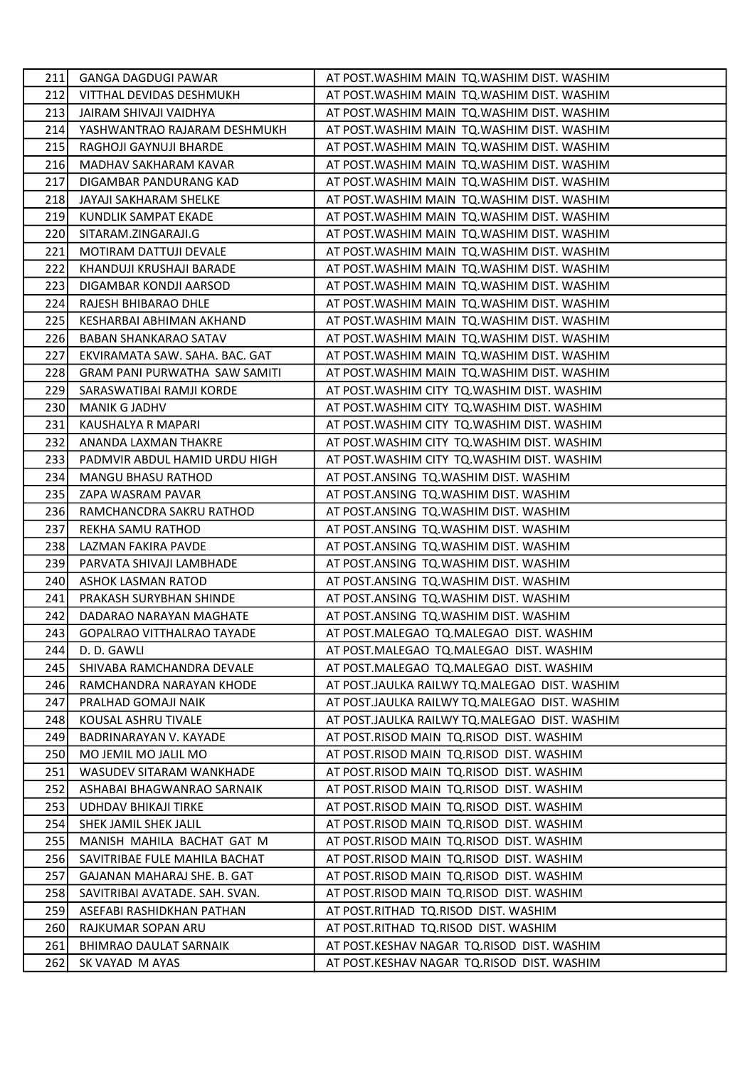| | | |
|---|---|---|
| 211 | GANGA DAGDUGI PAWAR | AT POST.WASHIM MAIN TQ.WASHIM DIST. WASHIM |
| 212 | VITTHAL DEVIDAS DESHMUKH | AT POST.WASHIM MAIN TQ.WASHIM DIST. WASHIM |
| 213 | JAIRAM SHIVAJI VAIDHYA | AT POST.WASHIM MAIN TQ.WASHIM DIST. WASHIM |
| 214 | YASHWANTRAO RAJARAM DESHMUKH | AT POST.WASHIM MAIN TQ.WASHIM DIST. WASHIM |
| 215 | RAGHOJI GAYNUJI BHARDE | AT POST.WASHIM MAIN TQ.WASHIM DIST. WASHIM |
| 216 | MADHAV SAKHARAM KAVAR | AT POST.WASHIM MAIN TQ.WASHIM DIST. WASHIM |
| 217 | DIGAMBAR PANDURANG KAD | AT POST.WASHIM MAIN TQ.WASHIM DIST. WASHIM |
| 218 | JAYAJI SAKHARAM SHELKE | AT POST.WASHIM MAIN TQ.WASHIM DIST. WASHIM |
| 219 | KUNDLIK SAMPAT EKADE | AT POST.WASHIM MAIN TQ.WASHIM DIST. WASHIM |
| 220 | SITARAM.ZINGARAJI.G | AT POST.WASHIM MAIN TQ.WASHIM DIST. WASHIM |
| 221 | MOTIRAM DATTUJI DEVALE | AT POST.WASHIM MAIN TQ.WASHIM DIST. WASHIM |
| 222 | KHANDUJI KRUSHAJI BARADE | AT POST.WASHIM MAIN TQ.WASHIM DIST. WASHIM |
| 223 | DIGAMBAR KONDJI AARSOD | AT POST.WASHIM MAIN TQ.WASHIM DIST. WASHIM |
| 224 | RAJESH BHIBARAO DHLE | AT POST.WASHIM MAIN TQ.WASHIM DIST. WASHIM |
| 225 | KESHARBAI ABHIMAN AKHAND | AT POST.WASHIM MAIN TQ.WASHIM DIST. WASHIM |
| 226 | BABAN SHANKARAO SATAV | AT POST.WASHIM MAIN TQ.WASHIM DIST. WASHIM |
| 227 | EKVIRAMATA SAW. SAHA. BAC. GAT | AT POST.WASHIM MAIN TQ.WASHIM DIST. WASHIM |
| 228 | GRAM PANI PURWATHA SAW SAMITI | AT POST.WASHIM MAIN TQ.WASHIM DIST. WASHIM |
| 229 | SARASWATIBAI RAMJI KORDE | AT POST.WASHIM CITY TQ.WASHIM DIST. WASHIM |
| 230 | MANIK G JADHV | AT POST.WASHIM CITY TQ.WASHIM DIST. WASHIM |
| 231 | KAUSHALYA R MAPARI | AT POST.WASHIM CITY TQ.WASHIM DIST. WASHIM |
| 232 | ANANDA LAXMAN THAKRE | AT POST.WASHIM CITY TQ.WASHIM DIST. WASHIM |
| 233 | PADMVIR ABDUL HAMID URDU HIGH | AT POST.WASHIM CITY TQ.WASHIM DIST. WASHIM |
| 234 | MANGU BHASU RATHOD | AT POST.ANSING TQ.WASHIM DIST. WASHIM |
| 235 | ZAPA WASRAM PAVAR | AT POST.ANSING TQ.WASHIM DIST. WASHIM |
| 236 | RAMCHANCDRA SAKRU RATHOD | AT POST.ANSING TQ.WASHIM DIST. WASHIM |
| 237 | REKHA SAMU RATHOD | AT POST.ANSING TQ.WASHIM DIST. WASHIM |
| 238 | LAZMAN FAKIRA PAVDE | AT POST.ANSING TQ.WASHIM DIST. WASHIM |
| 239 | PARVATA SHIVAJI LAMBHADE | AT POST.ANSING TQ.WASHIM DIST. WASHIM |
| 240 | ASHOK LASMAN RATOD | AT POST.ANSING TQ.WASHIM DIST. WASHIM |
| 241 | PRAKASH SURYBHAN SHINDE | AT POST.ANSING TQ.WASHIM DIST. WASHIM |
| 242 | DADARAO NARAYAN MAGHATE | AT POST.ANSING TQ.WASHIM DIST. WASHIM |
| 243 | GOPALRAO VITTHALRAO TAYADE | AT POST.MALEGAO TQ.MALEGAO DIST. WASHIM |
| 244 | D. D. GAWLI | AT POST.MALEGAO TQ.MALEGAO DIST. WASHIM |
| 245 | SHIVABA RAMCHANDRA DEVALE | AT POST.MALEGAO TQ.MALEGAO DIST. WASHIM |
| 246 | RAMCHANDRA NARAYAN KHODE | AT POST.JAULKA RAILWY TQ.MALEGAO DIST. WASHIM |
| 247 | PRALHAD GOMAJI NAIK | AT POST.JAULKA RAILWY TQ.MALEGAO DIST. WASHIM |
| 248 | KOUSAL ASHRU TIVALE | AT POST.JAULKA RAILWY TQ.MALEGAO DIST. WASHIM |
| 249 | BADRINARAYAN V. KAYADE | AT POST.RISOD MAIN TQ.RISOD DIST. WASHIM |
| 250 | MO JEMIL MO JALIL MO | AT POST.RISOD MAIN TQ.RISOD DIST. WASHIM |
| 251 | WASUDEV SITARAM WANKHADE | AT POST.RISOD MAIN TQ.RISOD DIST. WASHIM |
| 252 | ASHABAI BHAGWANRAO SARNAIK | AT POST.RISOD MAIN TQ.RISOD DIST. WASHIM |
| 253 | UDHDAV BHIKAJI TIRKE | AT POST.RISOD MAIN TQ.RISOD DIST. WASHIM |
| 254 | SHEK JAMIL SHEK JALIL | AT POST.RISOD MAIN TQ.RISOD DIST. WASHIM |
| 255 | MANISH MAHILA BACHAT GAT M | AT POST.RISOD MAIN TQ.RISOD DIST. WASHIM |
| 256 | SAVITRIBAE FULE MAHILA BACHAT | AT POST.RISOD MAIN TQ.RISOD DIST. WASHIM |
| 257 | GAJANAN MAHARAJ SHE. B. GAT | AT POST.RISOD MAIN TQ.RISOD DIST. WASHIM |
| 258 | SAVITRIBAI AVATADE. SAH. SVAN. | AT POST.RISOD MAIN TQ.RISOD DIST. WASHIM |
| 259 | ASEFABI RASHIDKHAN PATHAN | AT POST.RITHAD TQ.RISOD DIST. WASHIM |
| 260 | RAJKUMAR SOPAN ARU | AT POST.RITHAD TQ.RISOD DIST. WASHIM |
| 261 | BHIMRAO DAULAT SARNAIK | AT POST.KESHAV NAGAR TQ.RISOD DIST. WASHIM |
| 262 | SK VAYAD M AYAS | AT POST.KESHAV NAGAR TQ.RISOD DIST. WASHIM |